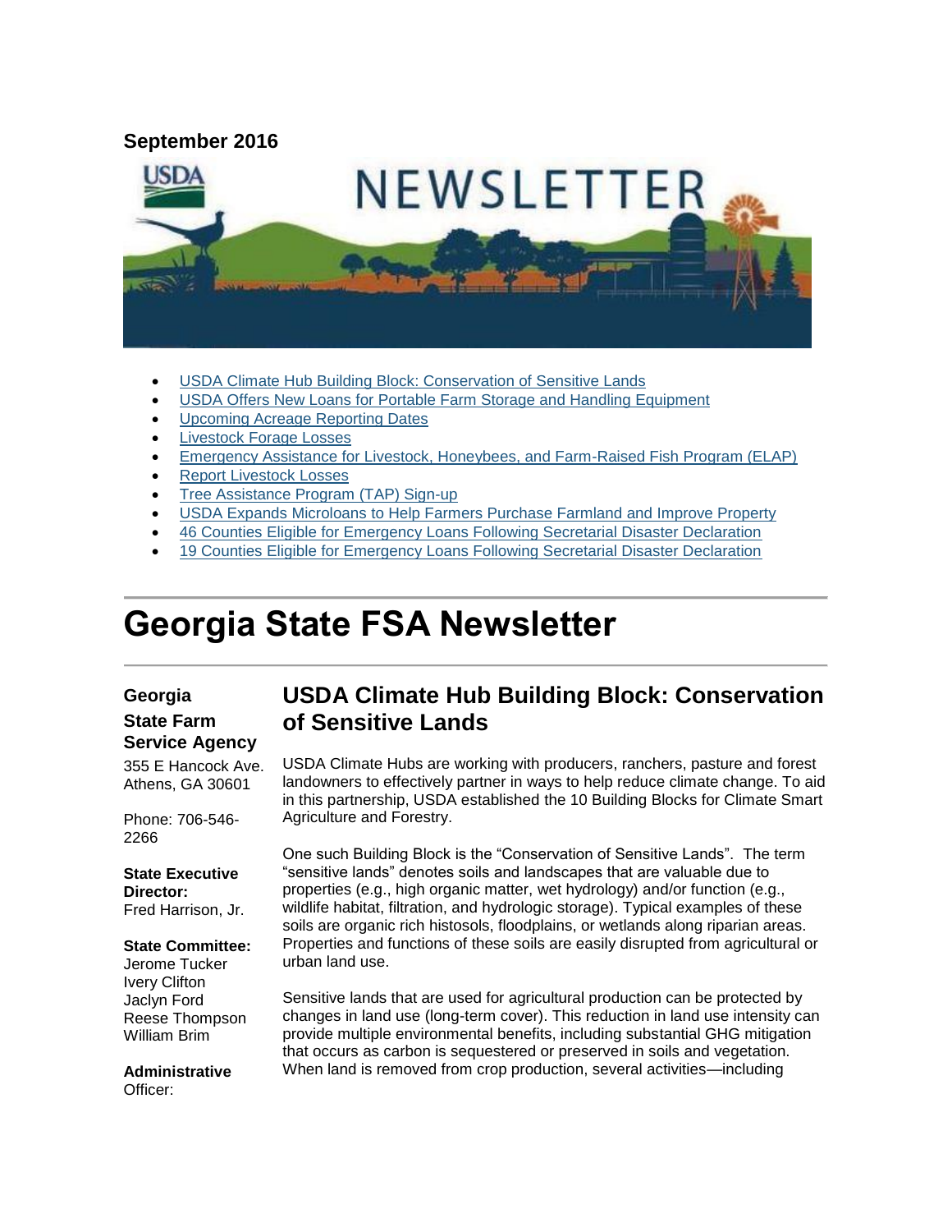**September 2016**

- [USDA Climate Hub Building Block: Conservation of Sensitive Lands]
- [USDA Offers New Loans for Portable Farm Storage and Handling Equipment]
- [Upcoming Acreage Reporting Dates]
- [Livestock Forage Losses]
- [Emergency Assistance for Livestock, Honeybees, and Farm-Raised Fish Program (ELAP)]
- [Report Livestock Losses]
- [Tree Assistance Program (TAP) Sign-up]
- [USDA Expands Microloans to Help Farmers Purchase Farmland and Improve Property]
- [46 Counties Eligible for Emergency Loans Following Secretarial Disaster Declaration]
- [19 Counties Eligible for Emergency Loans Following Secretarial Disaster Declaration]

# Georgia State FSA Newsletter

**Georgia State Farm Service Agency**

355 E Hancock Ave.
Athens, GA 30601

Phone: 706-546-2266

**State Executive Director:**
Fred Harrison, Jr.

**State Committee:**
Jerome Tucker
Ivery Clifton
Jaclyn Ford
Reese Thompson
William Brim

**Administrative Officer:**

## USDA Climate Hub Building Block: Conservation of Sensitive Lands

USDA Climate Hubs are working with producers, ranchers, pasture and forest landowners to effectively partner in ways to help reduce climate change. To aid in this partnership, USDA established the 10 Building Blocks for Climate Smart Agriculture and Forestry.

One such Building Block is the "Conservation of Sensitive Lands". The term "sensitive lands" denotes soils and landscapes that are valuable due to properties (e.g., high organic matter, wet hydrology) and/or function (e.g., wildlife habitat, filtration, and hydrologic storage). Typical examples of these soils are organic rich histosols, floodplains, or wetlands along riparian areas. Properties and functions of these soils are easily disrupted from agricultural or urban land use.

Sensitive lands that are used for agricultural production can be protected by changes in land use (long-term cover). This reduction in land use intensity can provide multiple environmental benefits, including substantial GHG mitigation that occurs as carbon is sequestered or preserved in soils and vegetation. When land is removed from crop production, several activities—including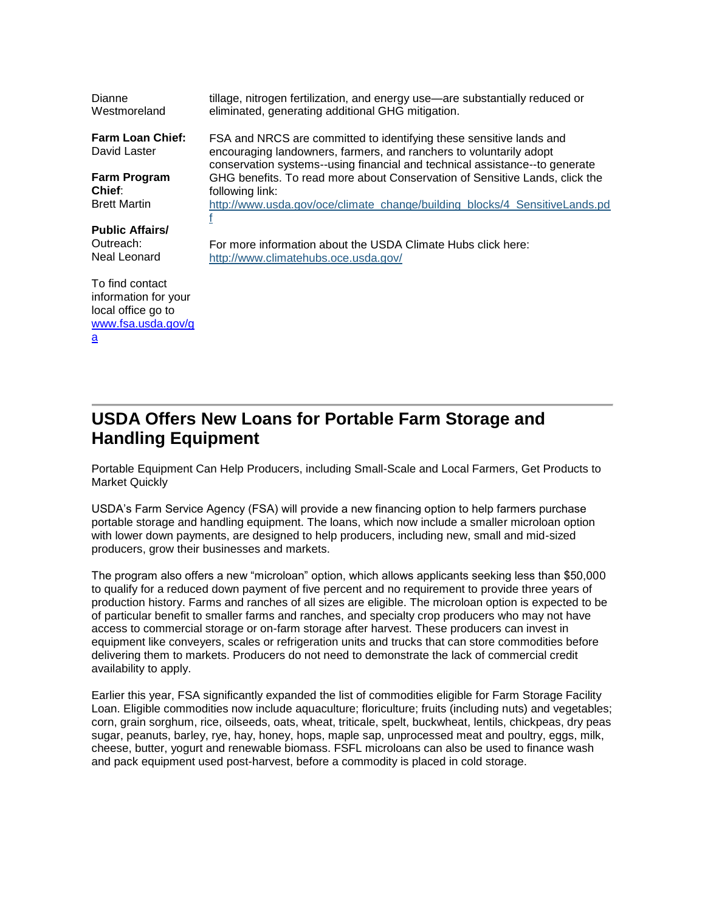Dianne Westmoreland

**Farm Loan Chief:** David Laster

**Farm Program Chief**: Brett Martin

**Public Affairs/** Outreach: Neal Leonard

To find contact information for your local office go to [www.fsa.usda.gov/ga](www.fsa.usda.gov/ga)

tillage, nitrogen fertilization, and energy use—are substantially reduced or eliminated, generating additional GHG mitigation.

FSA and NRCS are committed to identifying these sensitive lands and encouraging landowners, farmers, and ranchers to voluntarily adopt conservation systems--using financial and technical assistance--to generate GHG benefits. To read more about Conservation of Sensitive Lands, click the following link: [http://www.usda.gov/oce/climate_change/building_blocks/4_SensitiveLands.pdf](http://www.usda.gov/oce/climate_change/building_blocks/4_SensitiveLands.pdf)

For more information about the USDA Climate Hubs click here: [http://www.climatehubs.oce.usda.gov/](http://www.climatehubs.oce.usda.gov/)

## USDA Offers New Loans for Portable Farm Storage and Handling Equipment

Portable Equipment Can Help Producers, including Small-Scale and Local Farmers, Get Products to Market Quickly

USDA's Farm Service Agency (FSA) will provide a new financing option to help farmers purchase portable storage and handling equipment. The loans, which now include a smaller microloan option with lower down payments, are designed to help producers, including new, small and mid-sized producers, grow their businesses and markets.

The program also offers a new "microloan" option, which allows applicants seeking less than $50,000 to qualify for a reduced down payment of five percent and no requirement to provide three years of production history. Farms and ranches of all sizes are eligible. The microloan option is expected to be of particular benefit to smaller farms and ranches, and specialty crop producers who may not have access to commercial storage or on-farm storage after harvest. These producers can invest in equipment like conveyers, scales or refrigeration units and trucks that can store commodities before delivering them to markets. Producers do not need to demonstrate the lack of commercial credit availability to apply.

Earlier this year, FSA significantly expanded the list of commodities eligible for Farm Storage Facility Loan. Eligible commodities now include aquaculture; floriculture; fruits (including nuts) and vegetables; corn, grain sorghum, rice, oilseeds, oats, wheat, triticale, spelt, buckwheat, lentils, chickpeas, dry peas sugar, peanuts, barley, rye, hay, honey, hops, maple sap, unprocessed meat and poultry, eggs, milk, cheese, butter, yogurt and renewable biomass. FSFL microloans can also be used to finance wash and pack equipment used post-harvest, before a commodity is placed in cold storage.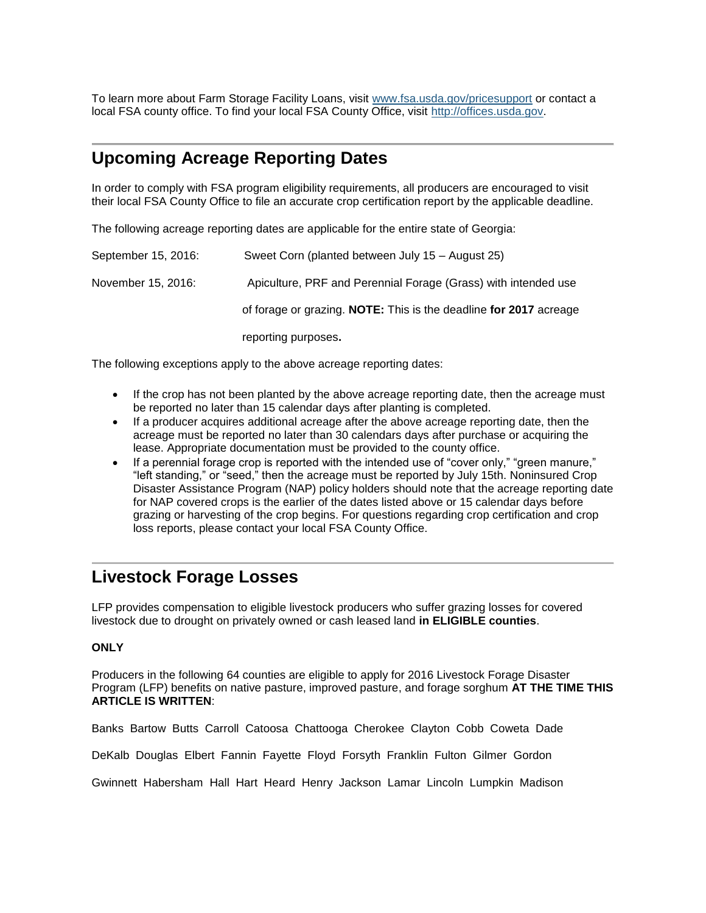To learn more about Farm Storage Facility Loans, visit [www.fsa.usda.gov/pricesupport](http://www.fsa.usda.gov/pricesupport) or contact a local FSA county office. To find your local FSA County Office, visit [http://offices.usda.gov](http://offices.usda.gov).

## Upcoming Acreage Reporting Dates

In order to comply with FSA program eligibility requirements, all producers are encouraged to visit their local FSA County Office to file an accurate crop certification report by the applicable deadline.

The following acreage reporting dates are applicable for the entire state of Georgia:

September 15, 2016: Sweet Corn (planted between July 15 – August 25)

November 15, 2016: Apiculture, PRF and Perennial Forage (Grass) with intended use of forage or grazing. **NOTE:** This is the deadline **for 2017** acreage reporting purposes**.**

The following exceptions apply to the above acreage reporting dates:

- If the crop has not been planted by the above acreage reporting date, then the acreage must be reported no later than 15 calendar days after planting is completed.
- If a producer acquires additional acreage after the above acreage reporting date, then the acreage must be reported no later than 30 calendars days after purchase or acquiring the lease. Appropriate documentation must be provided to the county office.
- If a perennial forage crop is reported with the intended use of "cover only," "green manure," "left standing," or "seed," then the acreage must be reported by July 15th. Noninsured Crop Disaster Assistance Program (NAP) policy holders should note that the acreage reporting date for NAP covered crops is the earlier of the dates listed above or 15 calendar days before grazing or harvesting of the crop begins. For questions regarding crop certification and crop loss reports, please contact your local FSA County Office.

## Livestock Forage Losses

LFP provides compensation to eligible livestock producers who suffer grazing losses for covered livestock due to drought on privately owned or cash leased land **in ELIGIBLE counties**.

**ONLY**

Producers in the following 64 counties are eligible to apply for 2016 Livestock Forage Disaster Program (LFP) benefits on native pasture, improved pasture, and forage sorghum **AT THE TIME THIS ARTICLE IS WRITTEN**:

Banks Bartow Butts Carroll Catoosa Chattooga Cherokee Clayton Cobb Coweta Dade

DeKalb Douglas Elbert Fannin Fayette Floyd Forsyth Franklin Fulton Gilmer Gordon

Gwinnett Habersham Hall Hart Heard Henry Jackson Lamar Lincoln Lumpkin Madison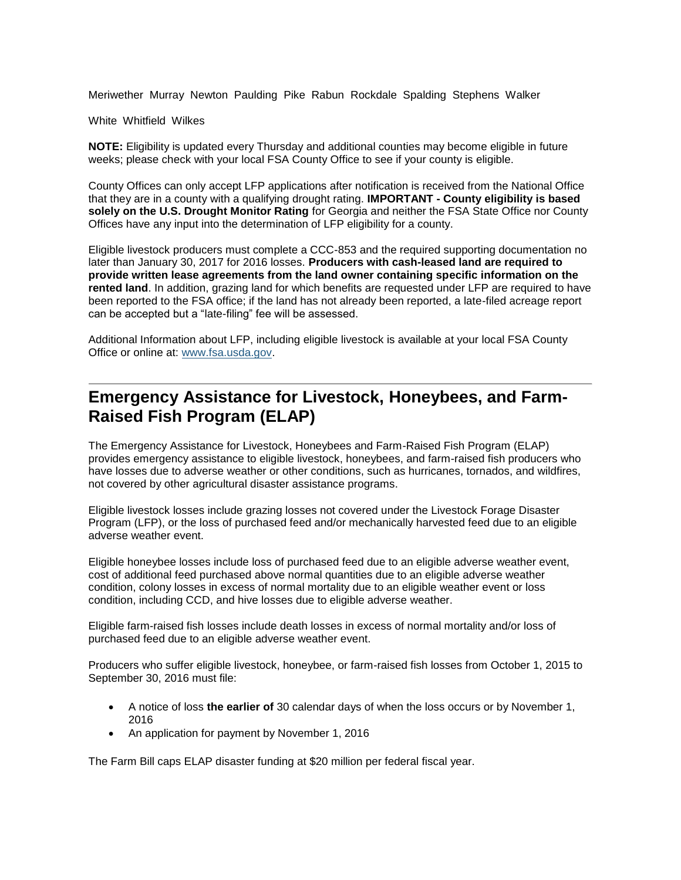Meriwether Murray Newton Paulding Pike Rabun Rockdale Spalding Stephens Walker

White Whitfield Wilkes

**NOTE:** Eligibility is updated every Thursday and additional counties may become eligible in future weeks; please check with your local FSA County Office to see if your county is eligible.

County Offices can only accept LFP applications after notification is received from the National Office that they are in a county with a qualifying drought rating. **IMPORTANT - County eligibility is based solely on the U.S. Drought Monitor Rating** for Georgia and neither the FSA State Office nor County Offices have any input into the determination of LFP eligibility for a county.

Eligible livestock producers must complete a CCC-853 and the required supporting documentation no later than January 30, 2017 for 2016 losses. **Producers with cash-leased land are required to provide written lease agreements from the land owner containing specific information on the rented land**. In addition, grazing land for which benefits are requested under LFP are required to have been reported to the FSA office; if the land has not already been reported, a late-filed acreage report can be accepted but a "late-filing" fee will be assessed.

Additional Information about LFP, including eligible livestock is available at your local FSA County Office or online at: [www.fsa.usda.gov](http://www.fsa.usda.gov).

---

## Emergency Assistance for Livestock, Honeybees, and Farm-Raised Fish Program (ELAP)

The Emergency Assistance for Livestock, Honeybees and Farm-Raised Fish Program (ELAP) provides emergency assistance to eligible livestock, honeybees, and farm-raised fish producers who have losses due to adverse weather or other conditions, such as hurricanes, tornados, and wildfires, not covered by other agricultural disaster assistance programs.

Eligible livestock losses include grazing losses not covered under the Livestock Forage Disaster Program (LFP), or the loss of purchased feed and/or mechanically harvested feed due to an eligible adverse weather event.

Eligible honeybee losses include loss of purchased feed due to an eligible adverse weather event, cost of additional feed purchased above normal quantities due to an eligible adverse weather condition, colony losses in excess of normal mortality due to an eligible weather event or loss condition, including CCD, and hive losses due to eligible adverse weather.

Eligible farm-raised fish losses include death losses in excess of normal mortality and/or loss of purchased feed due to an eligible adverse weather event.

Producers who suffer eligible livestock, honeybee, or farm-raised fish losses from October 1, 2015 to September 30, 2016 must file:

- A notice of loss **the earlier of** 30 calendar days of when the loss occurs or by November 1, 2016
- An application for payment by November 1, 2016

The Farm Bill caps ELAP disaster funding at $20 million per federal fiscal year.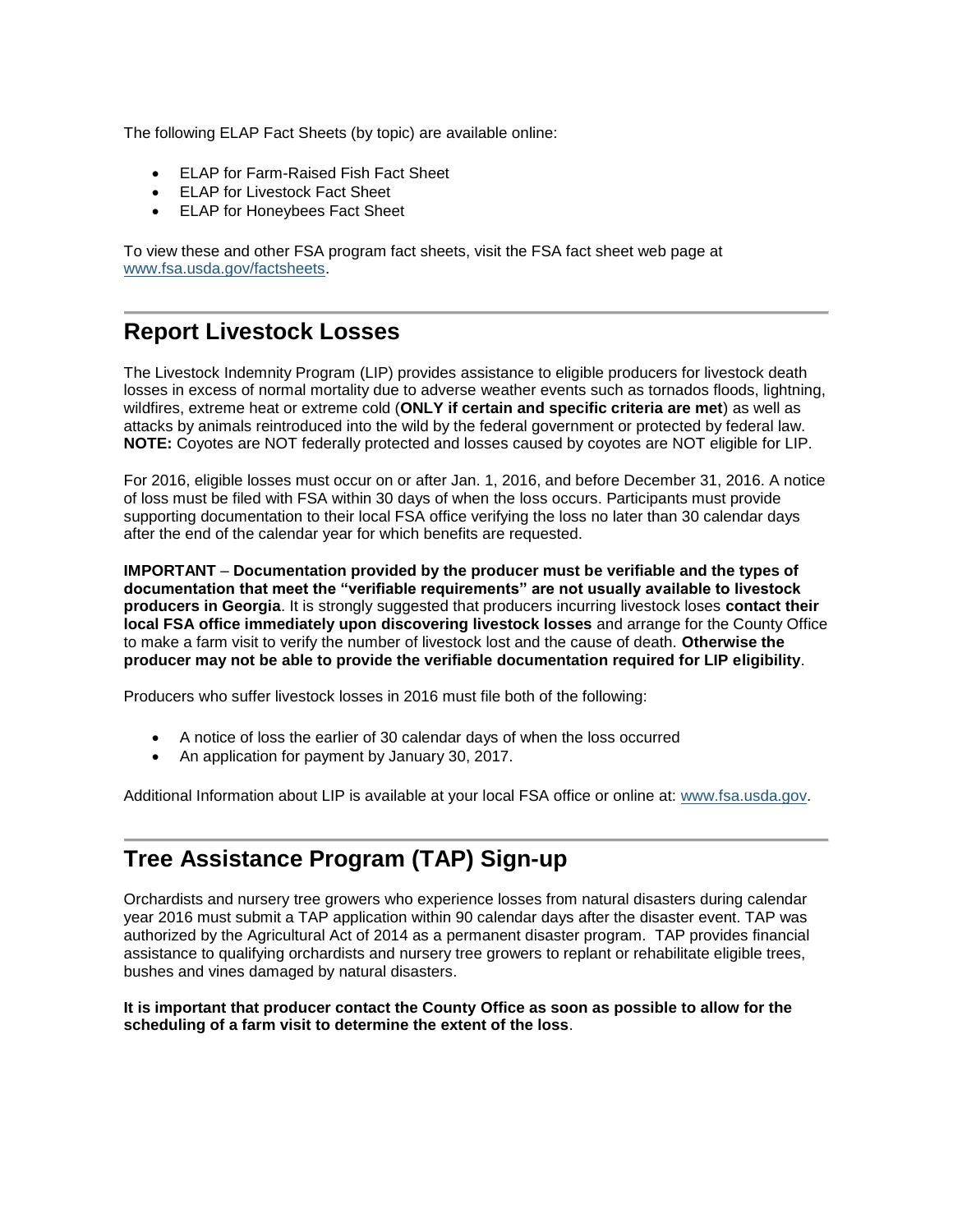The following ELAP Fact Sheets (by topic) are available online:

- ELAP for Farm-Raised Fish Fact Sheet
- ELAP for Livestock Fact Sheet
- ELAP for Honeybees Fact Sheet

To view these and other FSA program fact sheets, visit the FSA fact sheet web page at [www.fsa.usda.gov/factsheets](www.fsa.usda.gov/factsheets).

## Report Livestock Losses

The Livestock Indemnity Program (LIP) provides assistance to eligible producers for livestock death losses in excess of normal mortality due to adverse weather events such as tornados floods, lightning, wildfires, extreme heat or extreme cold (**ONLY if certain and specific criteria are met**) as well as attacks by animals reintroduced into the wild by the federal government or protected by federal law. **NOTE:** Coyotes are NOT federally protected and losses caused by coyotes are NOT eligible for LIP.

For 2016, eligible losses must occur on or after Jan. 1, 2016, and before December 31, 2016. A notice of loss must be filed with FSA within 30 days of when the loss occurs. Participants must provide supporting documentation to their local FSA office verifying the loss no later than 30 calendar days after the end of the calendar year for which benefits are requested.

**IMPORTANT** – **Documentation provided by the producer must be verifiable and the types of documentation that meet the "verifiable requirements" are not usually available to livestock producers in Georgia**. It is strongly suggested that producers incurring livestock loses **contact their local FSA office immediately upon discovering livestock losses** and arrange for the County Office to make a farm visit to verify the number of livestock lost and the cause of death. **Otherwise the producer may not be able to provide the verifiable documentation required for LIP eligibility**.

Producers who suffer livestock losses in 2016 must file both of the following:

- A notice of loss the earlier of 30 calendar days of when the loss occurred
- An application for payment by January 30, 2017.

Additional Information about LIP is available at your local FSA office or online at: [www.fsa.usda.gov](www.fsa.usda.gov).

## Tree Assistance Program (TAP) Sign-up

Orchardists and nursery tree growers who experience losses from natural disasters during calendar year 2016 must submit a TAP application within 90 calendar days after the disaster event. TAP was authorized by the Agricultural Act of 2014 as a permanent disaster program. TAP provides financial assistance to qualifying orchardists and nursery tree growers to replant or rehabilitate eligible trees, bushes and vines damaged by natural disasters.

**It is important that producer contact the County Office as soon as possible to allow for the scheduling of a farm visit to determine the extent of the loss**.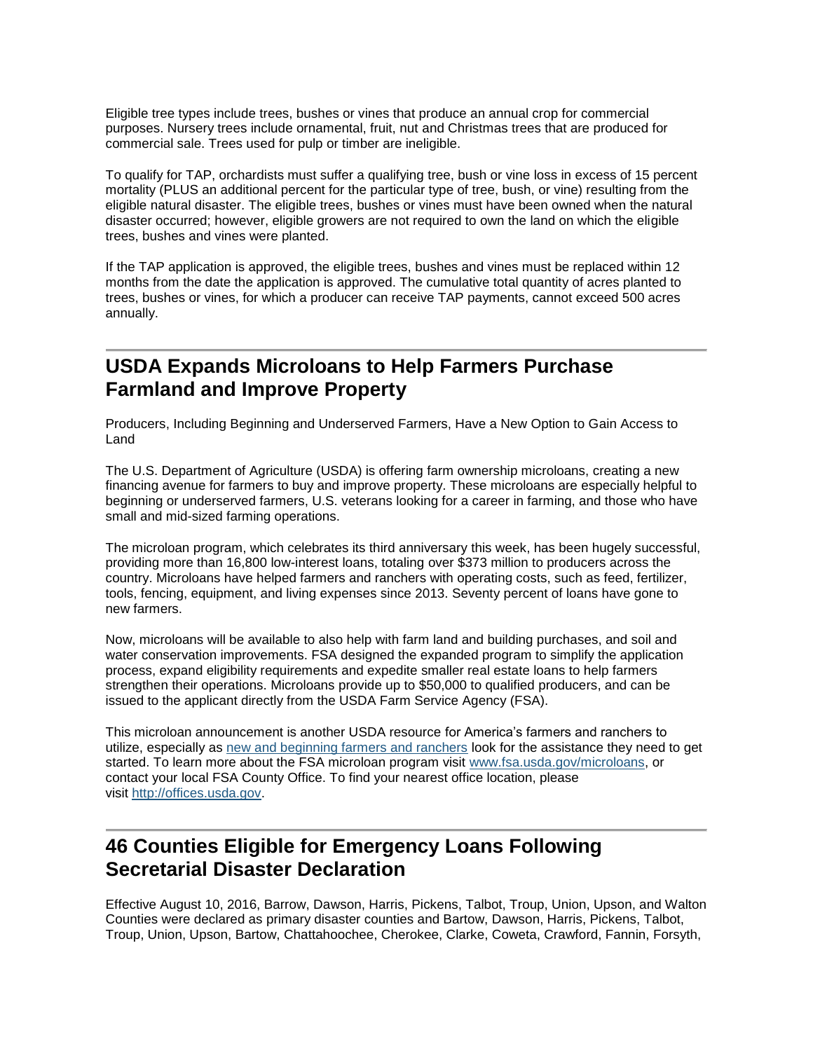Eligible tree types include trees, bushes or vines that produce an annual crop for commercial purposes. Nursery trees include ornamental, fruit, nut and Christmas trees that are produced for commercial sale. Trees used for pulp or timber are ineligible.

To qualify for TAP, orchardists must suffer a qualifying tree, bush or vine loss in excess of 15 percent mortality (PLUS an additional percent for the particular type of tree, bush, or vine) resulting from the eligible natural disaster. The eligible trees, bushes or vines must have been owned when the natural disaster occurred; however, eligible growers are not required to own the land on which the eligible trees, bushes and vines were planted.

If the TAP application is approved, the eligible trees, bushes and vines must be replaced within 12 months from the date the application is approved. The cumulative total quantity of acres planted to trees, bushes or vines, for which a producer can receive TAP payments, cannot exceed 500 acres annually.

---

## USDA Expands Microloans to Help Farmers Purchase Farmland and Improve Property

Producers, Including Beginning and Underserved Farmers, Have a New Option to Gain Access to Land

The U.S. Department of Agriculture (USDA) is offering farm ownership microloans, creating a new financing avenue for farmers to buy and improve property. These microloans are especially helpful to beginning or underserved farmers, U.S. veterans looking for a career in farming, and those who have small and mid-sized farming operations.

The microloan program, which celebrates its third anniversary this week, has been hugely successful, providing more than 16,800 low-interest loans, totaling over $373 million to producers across the country. Microloans have helped farmers and ranchers with operating costs, such as feed, fertilizer, tools, fencing, equipment, and living expenses since 2013. Seventy percent of loans have gone to new farmers.

Now, microloans will be available to also help with farm land and building purchases, and soil and water conservation improvements. FSA designed the expanded program to simplify the application process, expand eligibility requirements and expedite smaller real estate loans to help farmers strengthen their operations. Microloans provide up to $50,000 to qualified producers, and can be issued to the applicant directly from the USDA Farm Service Agency (FSA).

This microloan announcement is another USDA resource for America's farmers and ranchers to utilize, especially as new and beginning farmers and ranchers look for the assistance they need to get started. To learn more about the FSA microloan program visit www.fsa.usda.gov/microloans, or contact your local FSA County Office. To find your nearest office location, please visit http://offices.usda.gov.

---

## 46 Counties Eligible for Emergency Loans Following Secretarial Disaster Declaration

Effective August 10, 2016, Barrow, Dawson, Harris, Pickens, Talbot, Troup, Union, Upson, and Walton Counties were declared as primary disaster counties and Bartow, Dawson, Harris, Pickens, Talbot, Troup, Union, Upson, Bartow, Chattahoochee, Cherokee, Clarke, Coweta, Crawford, Fannin, Forsyth,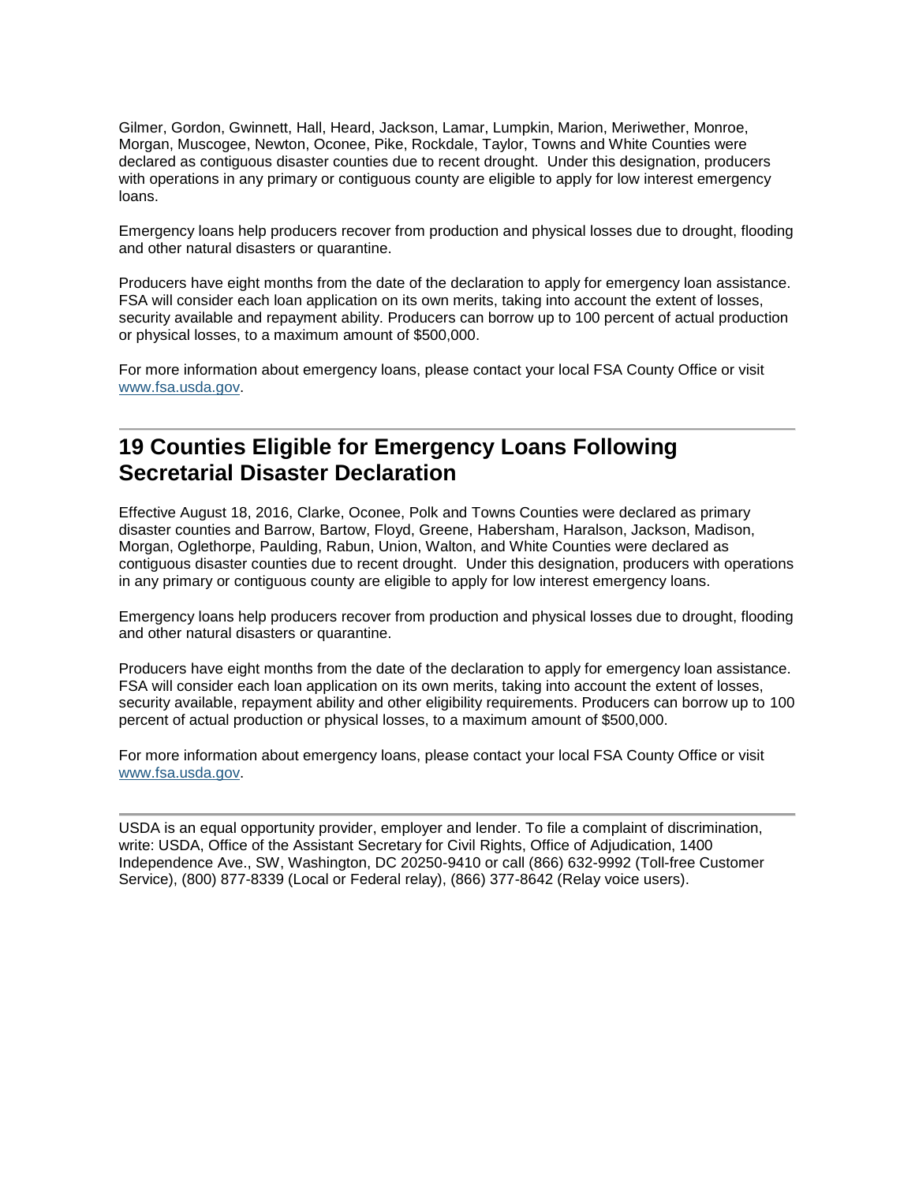Gilmer, Gordon, Gwinnett, Hall, Heard, Jackson, Lamar, Lumpkin, Marion, Meriwether, Monroe, Morgan, Muscogee, Newton, Oconee, Pike, Rockdale, Taylor, Towns and White Counties were declared as contiguous disaster counties due to recent drought. Under this designation, producers with operations in any primary or contiguous county are eligible to apply for low interest emergency loans.

Emergency loans help producers recover from production and physical losses due to drought, flooding and other natural disasters or quarantine.

Producers have eight months from the date of the declaration to apply for emergency loan assistance. FSA will consider each loan application on its own merits, taking into account the extent of losses, security available and repayment ability. Producers can borrow up to 100 percent of actual production or physical losses, to a maximum amount of $500,000.

For more information about emergency loans, please contact your local FSA County Office or visit [www.fsa.usda.gov](http://www.fsa.usda.gov).

---

## 19 Counties Eligible for Emergency Loans Following Secretarial Disaster Declaration

Effective August 18, 2016, Clarke, Oconee, Polk and Towns Counties were declared as primary disaster counties and Barrow, Bartow, Floyd, Greene, Habersham, Haralson, Jackson, Madison, Morgan, Oglethorpe, Paulding, Rabun, Union, Walton, and White Counties were declared as contiguous disaster counties due to recent drought. Under this designation, producers with operations in any primary or contiguous county are eligible to apply for low interest emergency loans.

Emergency loans help producers recover from production and physical losses due to drought, flooding and other natural disasters or quarantine.

Producers have eight months from the date of the declaration to apply for emergency loan assistance. FSA will consider each loan application on its own merits, taking into account the extent of losses, security available, repayment ability and other eligibility requirements. Producers can borrow up to 100 percent of actual production or physical losses, to a maximum amount of $500,000.

For more information about emergency loans, please contact your local FSA County Office or visit [www.fsa.usda.gov](http://www.fsa.usda.gov).

---

USDA is an equal opportunity provider, employer and lender. To file a complaint of discrimination, write: USDA, Office of the Assistant Secretary for Civil Rights, Office of Adjudication, 1400 Independence Ave., SW, Washington, DC 20250-9410 or call (866) 632-9992 (Toll-free Customer Service), (800) 877-8339 (Local or Federal relay), (866) 377-8642 (Relay voice users).